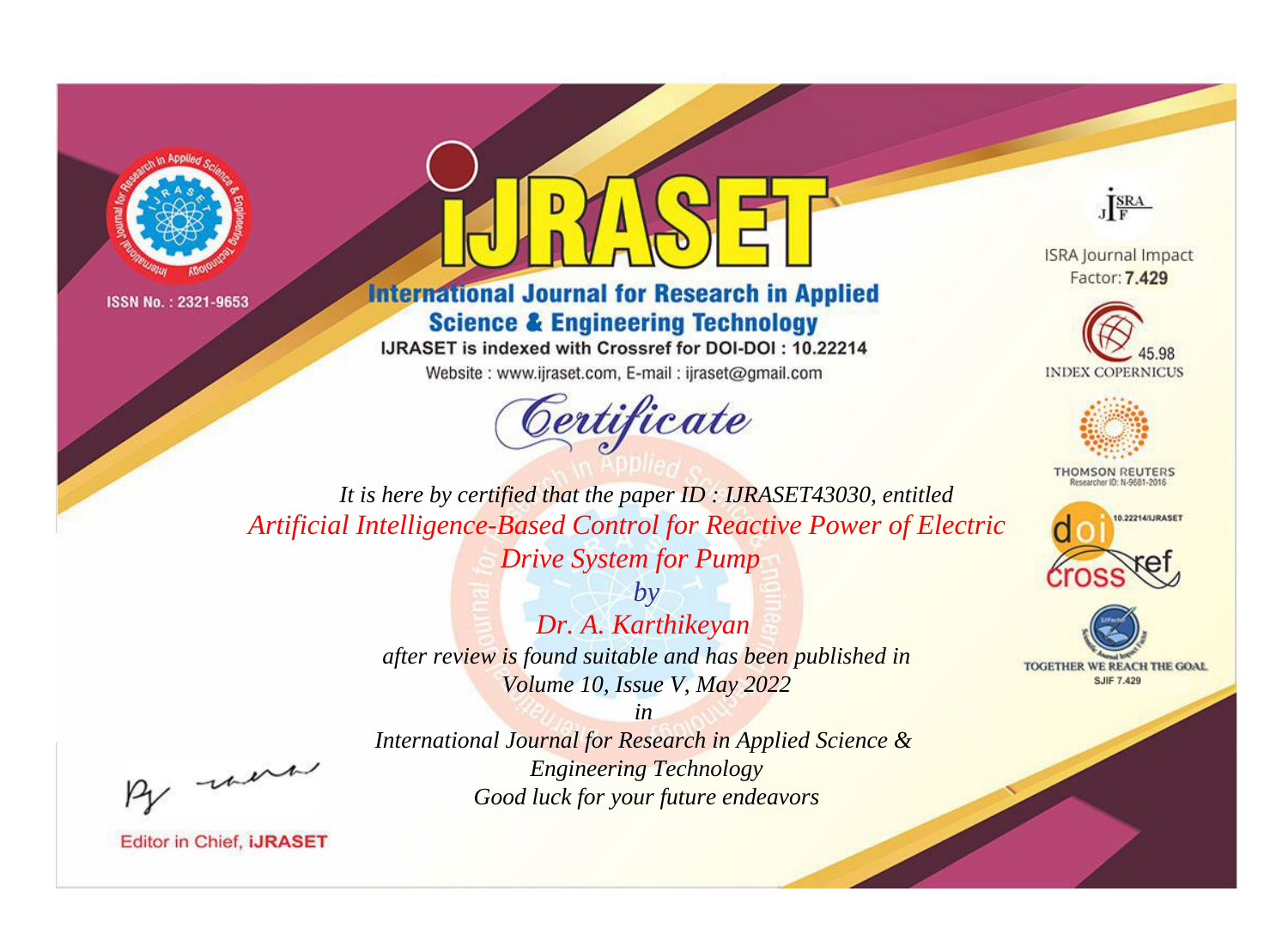ISSN No. : 2321-9653

# IJRASET

## International Journal for Research in Applied Science & Engineering Technology

IJRASET is indexed with Crossref for DOI-DOI : 10.22214

Website : www.ijraset.com, E-mail : ijraset@gmail.com

ISRA Journal Impact Factor: **7.429**

45.98 INDEX COPERNICUS

THOMSON REUTERS Researcher ID: N-9681-2016

10.22214/IJRASET

TOGETHER WE REACH THE GOAL SJIF 7.429

## Certificate

*It is here by certified that the paper ID : IJRASET43030, entitled*

*Artificial Intelligence-Based Control for Reactive Power of Electric Drive System for Pump*

*by*

*Dr. A. Karthikeyan*

*after review is found suitable and has been published in*

*Volume 10, Issue V, May 2022*

*in*

*International Journal for Research in Applied Science & Engineering Technology*

*Good luck for your future endeavors*

Editor in Chief, **IJRASET**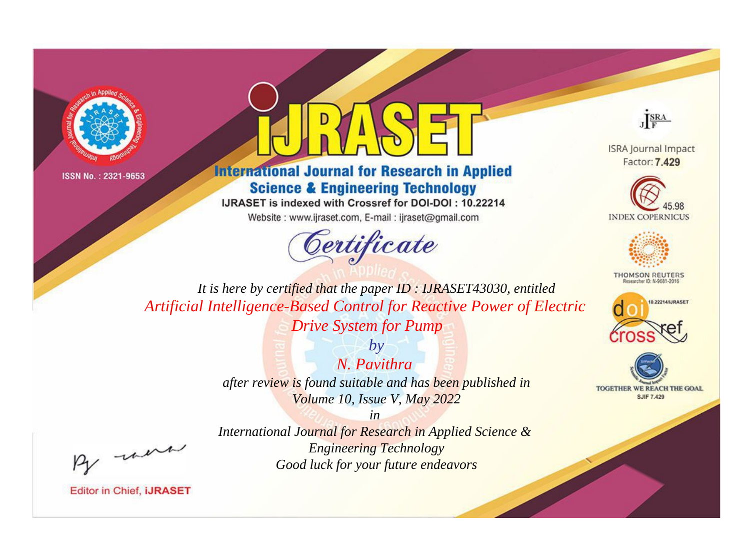ISSN No. : 2321-9653

# iJRASET

## International Journal for Research in Applied Science & Engineering Technology

IJRASET is indexed with Crossref for DOI-DOI : 10.22214

Website : www.ijraset.com, E-mail : ijraset@gmail.com

*Certificate*

*It is here by certified that the paper ID : IJRASET43030, entitled*

*Artificial Intelligence-Based Control for Reactive Power of Electric Drive System for Pump*

*by*

*N. Pavithra*

*after review is found suitable and has been published in*

*Volume 10, Issue V, May 2022*

*in*

*International Journal for Research in Applied Science & Engineering Technology*

*Good luck for your future endeavors*

ISRA Journal Impact Factor: **7.429**

45.98 INDEX COPERNICUS

THOMSON REUTERS Researcher ID: N-9681-2016

10.22214/IJRASET

TOGETHER WE REACH THE GOAL SJIF 7.429

Editor in Chief, **iJRASET**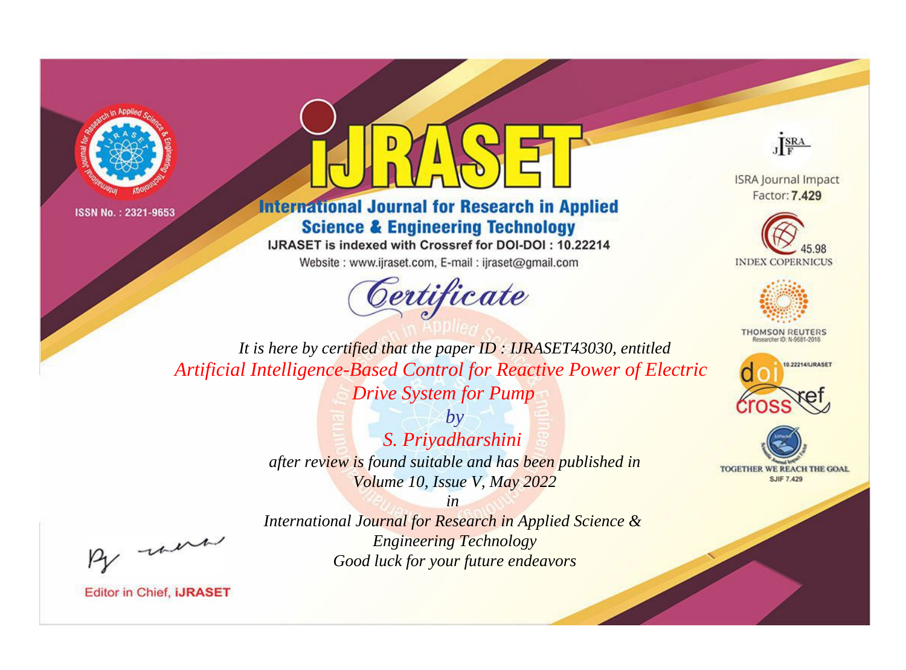ISSN No. : 2321-9653

# IJRASET

## International Journal for Research in Applied Science & Engineering Technology

IJRASET is indexed with Crossref for DOI-DOI : 10.22214

Website : www.ijraset.com, E-mail : ijraset@gmail.com

ISRA Journal Impact Factor: **7.429**

45.98 INDEX COPERNICUS

THOMSON REUTERS Researcher ID: N-9681-2016

10.22214/IJRASET

TOGETHER WE REACH THE GOAL SJIF 7.429

# *Certificate*

*It is here by certified that the paper ID : IJRASET43030, entitled*

*Artificial Intelligence-Based Control for Reactive Power of Electric Drive System for Pump*

*by*

*S. Priyadharshini*

*after review is found suitable and has been published in*

*Volume 10, Issue V, May 2022*

*in*

*International Journal for Research in Applied Science & Engineering Technology*

*Good luck for your future endeavors*

Editor in Chief, **iJRASET**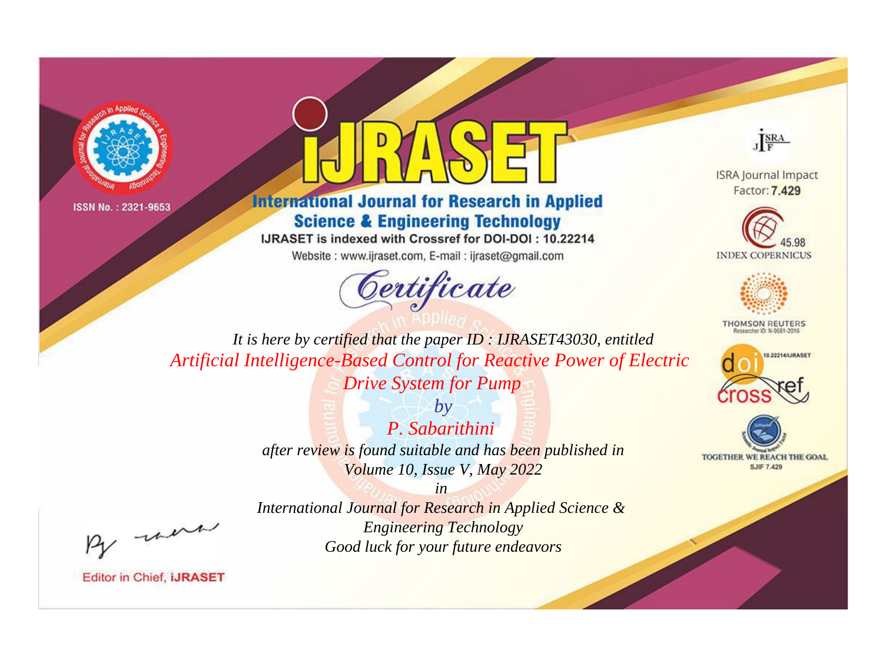ISSN No. : 2321-9653

# iJRASET

## International Journal for Research in Applied Science & Engineering Technology

IJRASET is indexed with Crossref for DOI-DOI : 10.22214

Website : www.ijraset.com, E-mail : ijraset@gmail.com

ISRA Journal Impact Factor: **7.429**

45.98 INDEX COPERNICUS

THOMSON REUTERS Researcher ID: N-9681-2016

10.22214/IJRASET

TOGETHER WE REACH THE GOAL SJIF 7.429

# *Certificate*

*It is here by certified that the paper ID : IJRASET43030, entitled*

*Artificial Intelligence-Based Control for Reactive Power of Electric Drive System for Pump*

*by*

*P. Sabarithini*

*after review is found suitable and has been published in*

*Volume 10, Issue V, May 2022*

*in*

*International Journal for Research in Applied Science & Engineering Technology*

*Good luck for your future endeavors*

Editor in Chief, **iJRASET**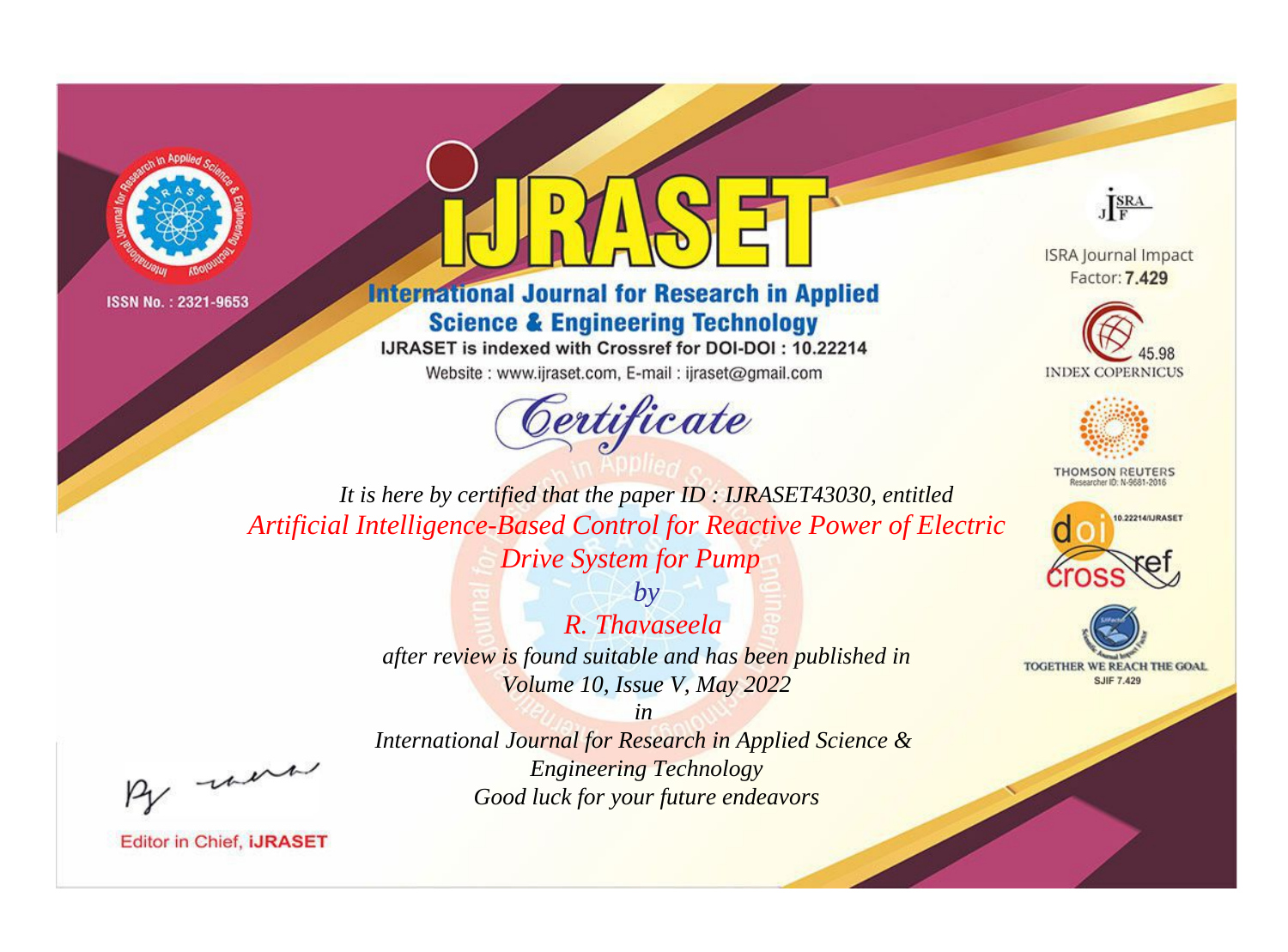ISSN No. : 2321-9653

# iJRASET

## International Journal for Research in Applied Science & Engineering Technology

IJRASET is indexed with Crossref for DOI-DOI : 10.22214

Website : www.ijraset.com, E-mail : ijraset@gmail.com

ISRA Journal Impact Factor: **7.429**

45.98 INDEX COPERNICUS

THOMSON REUTERS Researcher ID: N-9681-2016

10.22214/IJRASET

TOGETHER WE REACH THE GOAL SJIF 7.429

*Certificate*

*It is here by certified that the paper ID : IJRASET43030, entitled*

*Artificial Intelligence-Based Control for Reactive Power of Electric Drive System for Pump*

*by*

*R. Thavaseela*

*after review is found suitable and has been published in*

*Volume 10, Issue V, May 2022*

*in*

*International Journal for Research in Applied Science & Engineering Technology*

*Good luck for your future endeavors*

Editor in Chief, **iJRASET**